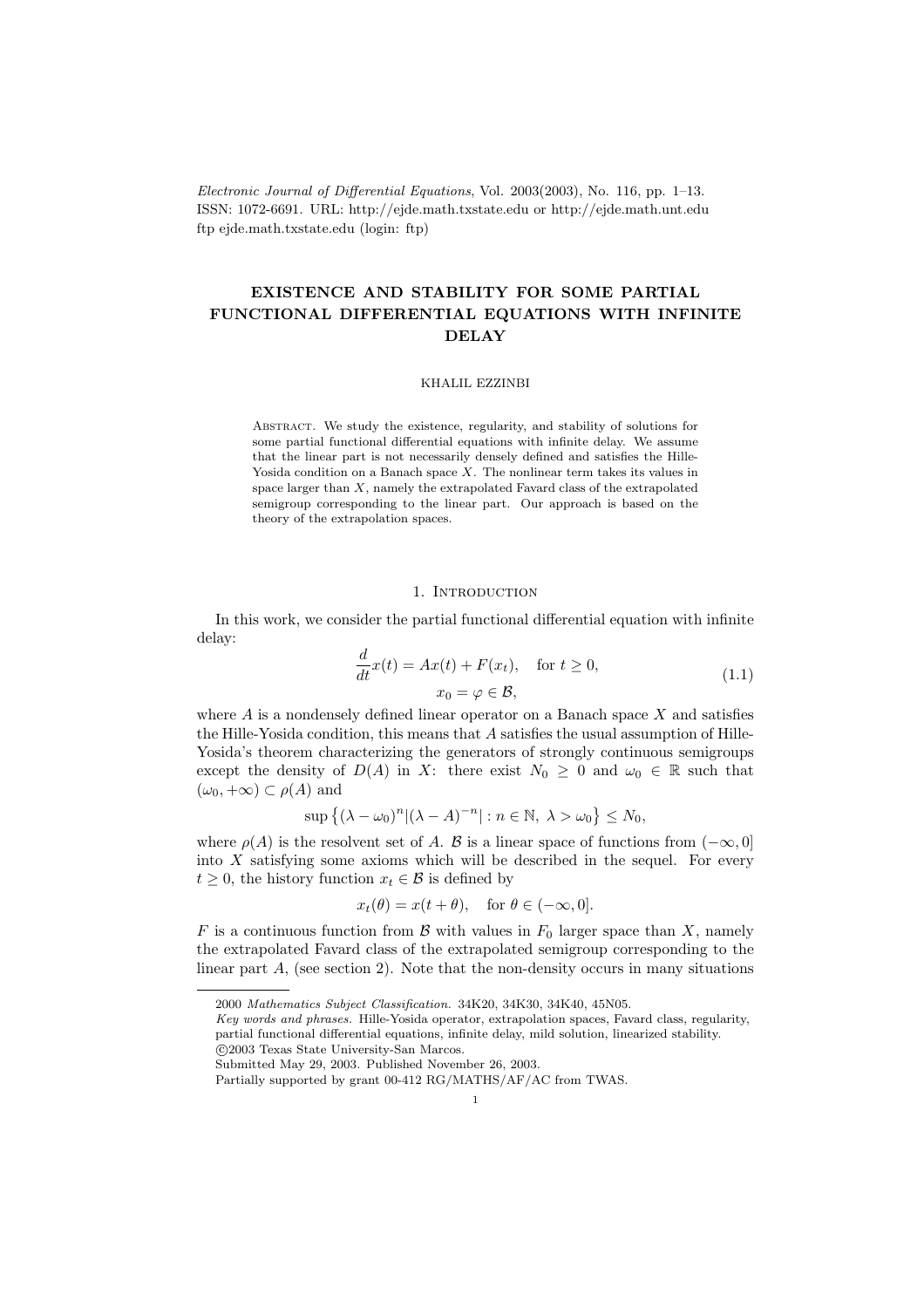*Electronic Journal of Differential Equations*, Vol. 2003(2003), No. 116, pp. 1–13.
ISSN: 1072-6691. URL: http://ejde.math.txstate.edu or http://ejde.math.unt.edu
ftp ejde.math.txstate.edu (login: ftp)

# EXISTENCE AND STABILITY FOR SOME PARTIAL FUNCTIONAL DIFFERENTIAL EQUATIONS WITH INFINITE DELAY

KHALIL EZZINBI

Abstract. We study the existence, regularity, and stability of solutions for some partial functional differential equations with infinite delay. We assume that the linear part is not necessarily densely defined and satisfies the Hille-Yosida condition on a Banach space $X$. The nonlinear term takes its values in space larger than $X$, namely the extrapolated Favard class of the extrapolated semigroup corresponding to the linear part. Our approach is based on the theory of the extrapolation spaces.

## 1. Introduction

In this work, we consider the partial functional differential equation with infinite delay:

$$\begin{gathered} \frac{d}{dt}x(t) = Ax(t) + F(x_t), \quad \text{for } t \geq 0, \\ x_0 = \varphi \in \mathcal{B}, \end{gathered} \tag{1.1}$$

where $A$ is a nondensely defined linear operator on a Banach space $X$ and satisfies the Hille-Yosida condition, this means that $A$ satisfies the usual assumption of Hille-Yosida's theorem characterizing the generators of strongly continuous semigroups except the density of $D(A)$ in $X$: there exist $N_0 \geq 0$ and $\omega_0 \in \mathbb{R}$ such that $(\omega_0, +\infty) \subset \rho(A)$ and

$$\sup\left\{(\lambda - \omega_0)^n |(\lambda - A)^{-n}| : n \in \mathbb{N},\ \lambda > \omega_0\right\} \leq N_0,$$

where $\rho(A)$ is the resolvent set of $A$. $\mathcal{B}$ is a linear space of functions from $(-\infty, 0]$ into $X$ satisfying some axioms which will be described in the sequel. For every $t \geq 0$, the history function $x_t \in \mathcal{B}$ is defined by

$$x_t(\theta) = x(t + \theta), \quad \text{for } \theta \in (-\infty, 0].$$

$F$ is a continuous function from $\mathcal{B}$ with values in $F_0$ larger space than $X$, namely the extrapolated Favard class of the extrapolated semigroup corresponding to the linear part $A$, (see section 2). Note that the non-density occurs in many situations

---

2000 *Mathematics Subject Classification.* 34K20, 34K30, 34K40, 45N05.

*Key words and phrases.* Hille-Yosida operator, extrapolation spaces, Favard class, regularity, partial functional differential equations, infinite delay, mild solution, linearized stability.

©2003 Texas State University-San Marcos.

Submitted May 29, 2003. Published November 26, 2003.

Partially supported by grant 00-412 RG/MATHS/AF/AC from TWAS.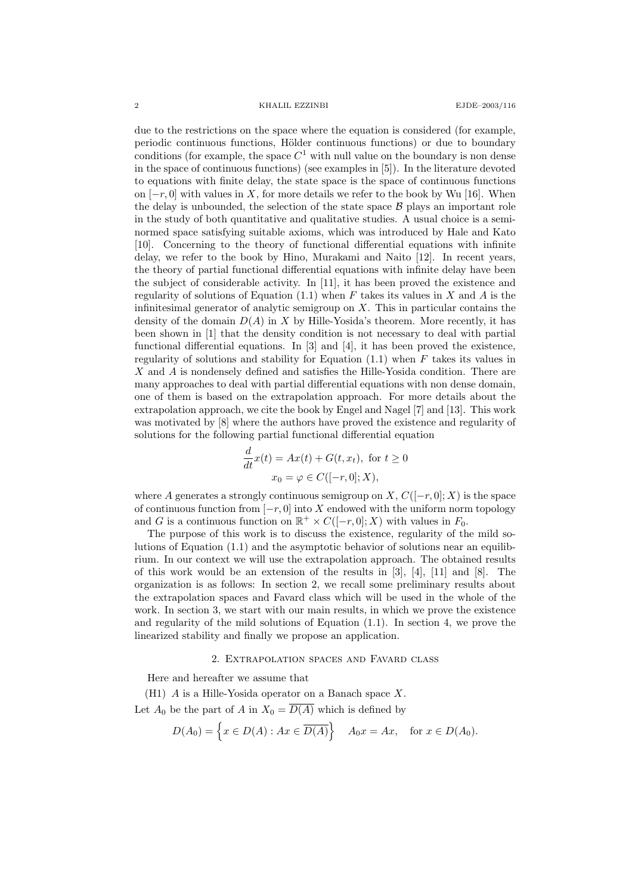due to the restrictions on the space where the equation is considered (for example, periodic continuous functions, Hölder continuous functions) or due to boundary conditions (for example, the space $C^1$ with null value on the boundary is non dense in the space of continuous functions) (see examples in [5]). In the literature devoted to equations with finite delay, the state space is the space of continuous functions on $[-r, 0]$ with values in $X$, for more details we refer to the book by Wu [16]. When the delay is unbounded, the selection of the state space $\mathcal{B}$ plays an important role in the study of both quantitative and qualitative studies. A usual choice is a seminormed space satisfying suitable axioms, which was introduced by Hale and Kato [10]. Concerning to the theory of functional differential equations with infinite delay, we refer to the book by Hino, Murakami and Naito [12]. In recent years, the theory of partial functional differential equations with infinite delay have been the subject of considerable activity. In [11], it has been proved the existence and regularity of solutions of Equation (1.1) when $F$ takes its values in $X$ and $A$ is the infinitesimal generator of analytic semigroup on $X$. This in particular contains the density of the domain $D(A)$ in $X$ by Hille-Yosida's theorem. More recently, it has been shown in [1] that the density condition is not necessary to deal with partial functional differential equations. In [3] and [4], it has been proved the existence, regularity of solutions and stability for Equation (1.1) when $F$ takes its values in $X$ and $A$ is nondensely defined and satisfies the Hille-Yosida condition. There are many approaches to deal with partial differential equations with non dense domain, one of them is based on the extrapolation approach. For more details about the extrapolation approach, we cite the book by Engel and Nagel [7] and [13]. This work was motivated by [8] where the authors have proved the existence and regularity of solutions for the following partial functional differential equation

$$\frac{d}{dt}x(t) = Ax(t) + G(t, x_t), \text{ for } t \geq 0$$
$$x_0 = \varphi \in C([-r, 0]; X),$$

where $A$ generates a strongly continuous semigroup on $X$, $C([-r, 0]; X)$ is the space of continuous function from $[-r, 0]$ into $X$ endowed with the uniform norm topology and $G$ is a continuous function on $\mathbb{R}^+ \times C([-r, 0]; X)$ with values in $F_0$.

The purpose of this work is to discuss the existence, regularity of the mild solutions of Equation (1.1) and the asymptotic behavior of solutions near an equilibrium. In our context we will use the extrapolation approach. The obtained results of this work would be an extension of the results in [3], [4], [11] and [8]. The organization is as follows: In section 2, we recall some preliminary results about the extrapolation spaces and Favard class which will be used in the whole of the work. In section 3, we start with our main results, in which we prove the existence and regularity of the mild solutions of Equation (1.1). In section 4, we prove the linearized stability and finally we propose an application.

## 2. Extrapolation spaces and Favard class

Here and hereafter we assume that

(H1) $A$ is a Hille-Yosida operator on a Banach space $X$.

Let $A_0$ be the part of $A$ in $X_0 = \overline{D(A)}$ which is defined by

$$D(A_0) = \left\{ x \in D(A) : Ax \in \overline{D(A)} \right\} \quad A_0 x = Ax, \quad \text{for } x \in D(A_0).$$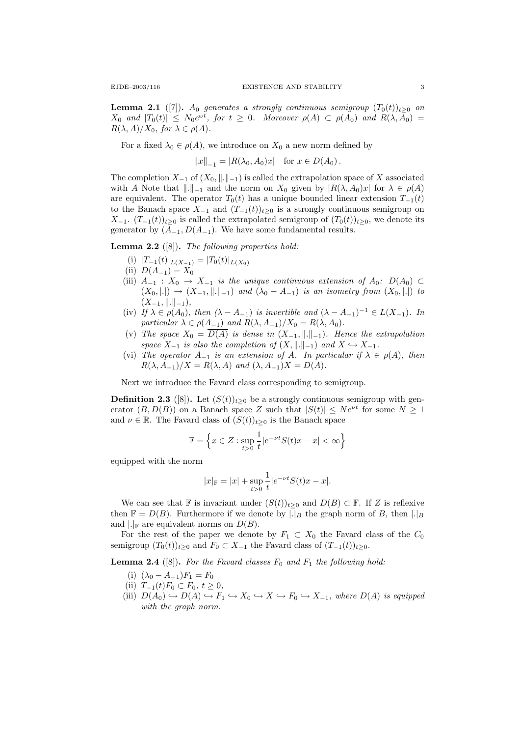**Lemma 2.1** ([7]). *$A_0$ generates a strongly continuous semigroup $(T_0(t))_{t\geq 0}$ on $X_0$ and $|T_0(t)| \leq N_0 e^{\omega t}$, for $t \geq 0$. Moreover $\rho(A) \subset \rho(A_0)$ and $R(\lambda, A_0) = R(\lambda, A)/X_0$, for $\lambda \in \rho(A)$.*

For a fixed $\lambda_0 \in \rho(A)$, we introduce on $X_0$ a new norm defined by

$$\|x\|_{-1} = |R(\lambda_0, A_0)x| \quad \text{for } x \in D(A_0)\,.$$

The completion $X_{-1}$ of $(X_0, \|.\|_{-1})$ is called the extrapolation space of $X$ associated with $A$ Note that $\|.\|_{-1}$ and the norm on $X_0$ given by $|R(\lambda, A_0)x|$ for $\lambda \in \rho(A)$ are equivalent. The operator $T_0(t)$ has a unique bounded linear extension $T_{-1}(t)$ to the Banach space $X_{-1}$ and $(T_{-1}(t))_{t\geq 0}$ is a strongly continuous semigroup on $X_{-1}$. $(T_{-1}(t))_{t\geq 0}$ is called the extrapolated semigroup of $(T_0(t))_{t\geq 0}$, we denote its generator by $(A_{-1}, D(A_{-1}))$. We have some fundamental results.

**Lemma 2.2** ([8]). *The following properties hold:*

- (i) $|T_{-1}(t)|_{L(X_{-1})} = |T_0(t)|_{L(X_0)}$
- (ii) $D(A_{-1}) = X_0$
- (iii) *$A_{-1} : X_0 \to X_{-1}$ is the unique continuous extension of $A_0$: $D(A_0) \subset (X_0, |.|) \to (X_{-1}, \|.\|_{-1})$ and $(\lambda_0 - A_{-1})$ is an isometry from $(X_0, |.|)$ to $(X_{-1}, \|.\|_{-1})$,*
- (iv) *If $\lambda \in \rho(A_0)$, then $(\lambda - A_{-1})$ is invertible and $(\lambda - A_{-1})^{-1} \in L(X_{-1})$. In particular $\lambda \in \rho(A_{-1})$ and $R(\lambda, A_{-1})/X_0 = R(\lambda, A_0)$.*
- (v) *The space $X_0 = \overline{D(A)}$ is dense in $(X_{-1}, \|.\|_{-1})$. Hence the extrapolation space $X_{-1}$ is also the completion of $(X, \|.\|_{-1})$ and $X \hookrightarrow X_{-1}$.*
- (vi) *The operator $A_{-1}$ is an extension of $A$. In particular if $\lambda \in \rho(A)$, then $R(\lambda, A_{-1})/X = R(\lambda, A)$ and $(\lambda, A_{-1})X = D(A)$.*

Next we introduce the Favard class corresponding to semigroup.

**Definition 2.3** ([8]). Let $(S(t))_{t\geq 0}$ be a strongly continuous semigroup with generator $(B, D(B))$ on a Banach space $Z$ such that $|S(t)| \leq Ne^{\nu t}$ for some $N \geq 1$ and $\nu \in \mathbb{R}$. The Favard class of $(S(t))_{t\geq 0}$ is the Banach space

$$\mathbb{F} = \Big\{ x \in Z : \sup_{t>0} \frac{1}{t} |e^{-\nu t} S(t)x - x| < \infty \Big\}$$

equipped with the norm

$$|x|_{\mathbb{F}} = |x| + \sup_{t>0} \frac{1}{t} |e^{-\nu t} S(t)x - x|.$$

We can see that $\mathbb{F}$ is invariant under $(S(t))_{t\geq 0}$ and $D(B) \subset \mathbb{F}$. If $Z$ is reflexive then $\mathbb{F} = D(B)$. Furthermore if we denote by $|.|_B$ the graph norm of $B$, then $|.|_B$ and $|.|_{\mathbb{F}}$ are equivalent norms on $D(B)$.

For the rest of the paper we denote by $F_1 \subset X_0$ the Favard class of the $C_0$ semigroup $(T_0(t))_{t\geq 0}$ and $F_0 \subset X_{-1}$ the Favard class of $(T_{-1}(t))_{t\geq 0}$.

**Lemma 2.4** ([8]). *For the Favard classes $F_0$ and $F_1$ the following hold:*

- (i) $(\lambda_0 - A_{-1})F_1 = F_0$
- (ii) $T_{-1}(t)F_0 \subset F_0$, $t \geq 0$,
- (iii) *$D(A_0) \hookrightarrow D(A) \hookrightarrow F_1 \hookrightarrow X_0 \hookrightarrow X \hookrightarrow F_0 \hookrightarrow X_{-1}$, where $D(A)$ is equipped with the graph norm.*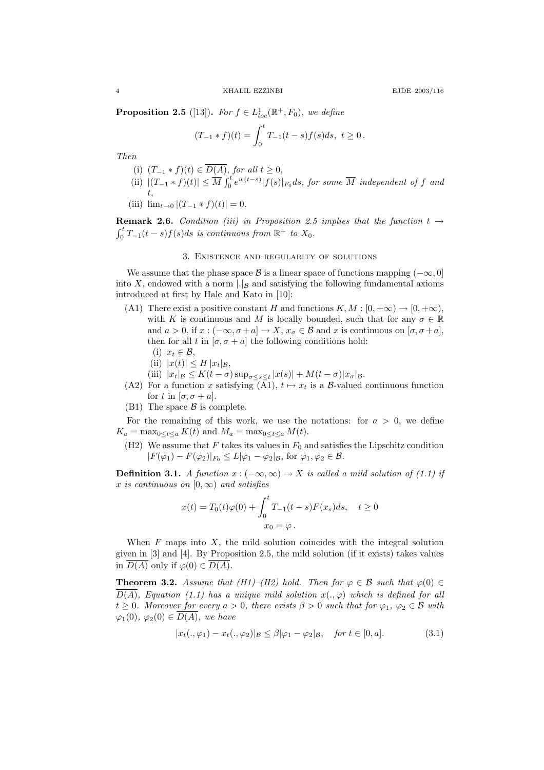**Proposition 2.5** ([13]). *For $f \in L^1_{loc}(\mathbb{R}^+, F_0)$, we define*

$$(T_{-1} * f)(t) = \int_0^t T_{-1}(t-s)f(s)ds, \ t \geq 0 \,.$$

*Then*

(i) $(T_{-1} * f)(t) \in \overline{D(A)}$, *for all* $t \geq 0$,

(ii) $|(T_{-1} * f)(t)| \leq \overline{M} \int_0^t e^{w(t-s)} |f(s)|_{F_0} ds$, *for some* $\overline{M}$ *independent of* $f$ *and* $t$,

(iii) $\lim_{t \to 0} |(T_{-1} * f)(t)| = 0$.

**Remark 2.6.** *Condition (iii) in Proposition 2.5 implies that the function* $t \to \int_0^t T_{-1}(t-s)f(s)ds$ *is continuous from* $\mathbb{R}^+$ *to* $X_0$.

## 3. Existence and regularity of solutions

We assume that the phase space $\mathcal{B}$ is a linear space of functions mapping $(-\infty, 0]$ into $X$, endowed with a norm $|.|_{\mathcal{B}}$ and satisfying the following fundamental axioms introduced at first by Hale and Kato in [10]:

(A1) There exist a positive constant $H$ and functions $K, M : [0, +\infty) \to [0, +\infty)$, with $K$ is continuous and $M$ is locally bounded, such that for any $\sigma \in \mathbb{R}$ and $a > 0$, if $x : (-\infty, \sigma + a] \to X$, $x_\sigma \in \mathcal{B}$ and $x$ is continuous on $[\sigma, \sigma + a]$, then for all $t$ in $[\sigma, \sigma + a]$ the following conditions hold:
  - (i) $x_t \in \mathcal{B}$,
  - (ii) $|x(t)| \leq H \, |x_t|_{\mathcal{B}}$,
  - (iii) $|x_t|_{\mathcal{B}} \leq K(t - \sigma) \sup_{\sigma \leq s \leq t} |x(s)| + M(t - \sigma)|x_\sigma|_{\mathcal{B}}$.

(A2) For a function $x$ satisfying (A1), $t \mapsto x_t$ is a $\mathcal{B}$-valued continuous function for $t$ in $[\sigma, \sigma + a]$.

(B1) The space $\mathcal{B}$ is complete.

For the remaining of this work, we use the notations: for $a > 0$, we define $K_a = \max_{0 \leq t \leq a} K(t)$ and $M_a = \max_{0 \leq t \leq a} M(t)$.

(H2) We assume that $F$ takes its values in $F_0$ and satisfies the Lipschitz condition $|F(\varphi_1) - F(\varphi_2)|_{F_0} \leq L|\varphi_1 - \varphi_2|_{\mathcal{B}}$, for $\varphi_1, \varphi_2 \in \mathcal{B}$.

**Definition 3.1.** *A function $x : (-\infty, \infty) \to X$ is called a mild solution of (1.1) if $x$ is continuous on $[0, \infty)$ and satisfies*

$$x(t) = T_0(t)\varphi(0) + \int_0^t T_{-1}(t-s)F(x_s)ds, \quad t \geq 0$$
$$x_0 = \varphi \,.$$

When $F$ maps into $X$, the mild solution coincides with the integral solution given in [3] and [4]. By Proposition 2.5, the mild solution (if it exists) takes values in $\overline{D(A)}$ only if $\varphi(0) \in \overline{D(A)}$.

**Theorem 3.2.** *Assume that (H1)–(H2) hold. Then for $\varphi \in \mathcal{B}$ such that $\varphi(0) \in \overline{D(A)}$, Equation (1.1) has a unique mild solution $x(., \varphi)$ which is defined for all $t \geq 0$. Moreover for every $a > 0$, there exists $\beta > 0$ such that for $\varphi_1$, $\varphi_2 \in \mathcal{B}$ with $\varphi_1(0)$, $\varphi_2(0) \in \overline{D(A)}$, we have*

$$|x_t(., \varphi_1) - x_t(., \varphi_2)|_{\mathcal{B}} \leq \beta|\varphi_1 - \varphi_2|_{\mathcal{B}}, \quad \text{for } t \in [0, a]. \tag{3.1}$$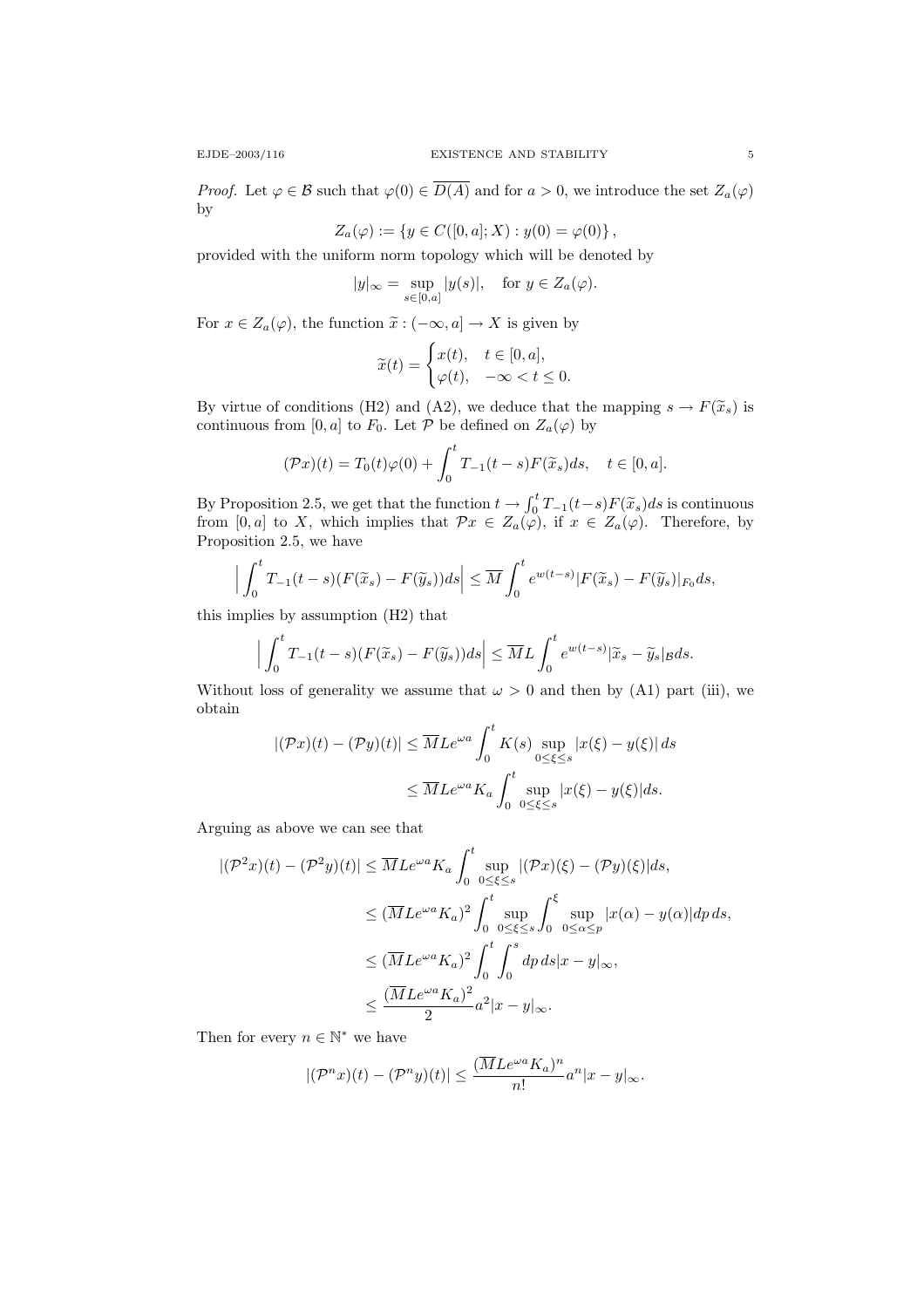*Proof.* Let $\varphi \in \mathcal{B}$ such that $\varphi(0) \in \overline{D(A)}$ and for $a > 0$, we introduce the set $Z_a(\varphi)$ by

$$Z_a(\varphi) := \{y \in C([0,a]; X) : y(0) = \varphi(0)\},$$

provided with the uniform norm topology which will be denoted by

$$|y|_\infty = \sup_{s \in [0,a]} |y(s)|, \quad \text{for } y \in Z_a(\varphi).$$

For $x \in Z_a(\varphi)$, the function $\widetilde{x} : (-\infty, a] \to X$ is given by

$$\widetilde{x}(t) = \begin{cases} x(t), & t \in [0,a], \\ \varphi(t), & -\infty < t \leq 0. \end{cases}$$

By virtue of conditions (H2) and (A2), we deduce that the mapping $s \to F(\widetilde{x}_s)$ is continuous from $[0,a]$ to $F_0$. Let $\mathcal{P}$ be defined on $Z_a(\varphi)$ by

$$(\mathcal{P}x)(t) = T_0(t)\varphi(0) + \int_0^t T_{-1}(t-s)F(\widetilde{x}_s)ds, \quad t \in [0,a].$$

By Proposition 2.5, we get that the function $t \to \int_0^t T_{-1}(t-s)F(\widetilde{x}_s)ds$ is continuous from $[0,a]$ to $X$, which implies that $\mathcal{P}x \in Z_a(\varphi)$, if $x \in Z_a(\varphi)$. Therefore, by Proposition 2.5, we have

$$\Big|\int_0^t T_{-1}(t-s)(F(\widetilde{x}_s) - F(\widetilde{y}_s))ds\Big| \leq \overline{M} \int_0^t e^{w(t-s)} |F(\widetilde{x}_s) - F(\widetilde{y}_s)|_{F_0} ds,$$

this implies by assumption (H2) that

$$\Big|\int_0^t T_{-1}(t-s)(F(\widetilde{x}_s) - F(\widetilde{y}_s))ds\Big| \leq \overline{M} L \int_0^t e^{w(t-s)} |\widetilde{x}_s - \widetilde{y}_s|_{\mathcal{B}} ds.$$

Without loss of generality we assume that $\omega > 0$ and then by (A1) part (iii), we obtain

$$\begin{aligned}
|(\mathcal{P}x)(t) - (\mathcal{P}y)(t)| &\leq \overline{M} L e^{\omega a} \int_0^t K(s) \sup_{0 \leq \xi \leq s} |x(\xi) - y(\xi)| \, ds \\
&\leq \overline{M} L e^{\omega a} K_a \int_0^t \sup_{0 \leq \xi \leq s} |x(\xi) - y(\xi)| ds.
\end{aligned}$$

Arguing as above we can see that

$$\begin{aligned}
|(\mathcal{P}^2 x)(t) - (\mathcal{P}^2 y)(t)| &\leq \overline{M} L e^{\omega a} K_a \int_0^t \sup_{0 \leq \xi \leq s} |(\mathcal{P}x)(\xi) - (\mathcal{P}y)(\xi)| ds, \\
&\leq (\overline{M} L e^{\omega a} K_a)^2 \int_0^t \sup_{0 \leq \xi \leq s} \int_0^\xi \sup_{0 \leq \alpha \leq p} |x(\alpha) - y(\alpha)| dp \, ds, \\
&\leq (\overline{M} L e^{\omega a} K_a)^2 \int_0^t \int_0^s dp \, ds |x - y|_\infty, \\
&\leq \frac{(\overline{M} L e^{\omega a} K_a)^2}{2} a^2 |x - y|_\infty.
\end{aligned}$$

Then for every $n \in \mathbb{N}^*$ we have

$$|(\mathcal{P}^n x)(t) - (\mathcal{P}^n y)(t)| \leq \frac{(\overline{M} L e^{\omega a} K_a)^n}{n!} a^n |x - y|_\infty.$$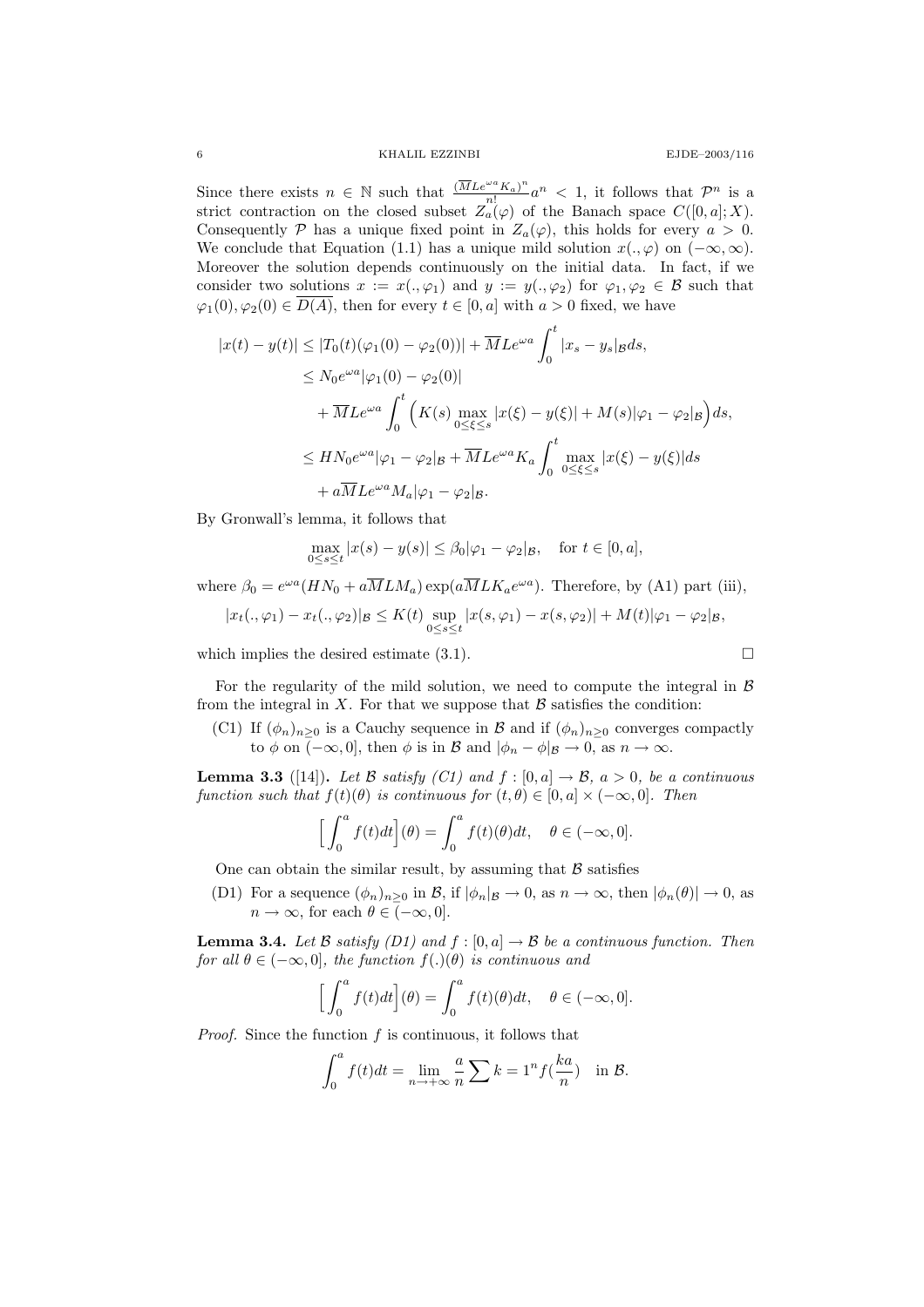Since there exists $n \in \mathbb{N}$ such that $\frac{(\overline{M}Le^{\omega a}K_a)^n}{n!}a^n < 1$, it follows that $\mathcal{P}^n$ is a strict contraction on the closed subset $Z_a(\varphi)$ of the Banach space $C([0,a];X)$. Consequently $\mathcal{P}$ has a unique fixed point in $Z_a(\varphi)$, this holds for every $a > 0$. We conclude that Equation (1.1) has a unique mild solution $x(.,\varphi)$ on $(-\infty,\infty)$. Moreover the solution depends continuously on the initial data. In fact, if we consider two solutions $x := x(.,\varphi_1)$ and $y := y(.,\varphi_2)$ for $\varphi_1,\varphi_2 \in \mathcal{B}$ such that $\varphi_1(0),\varphi_2(0) \in \overline{D(A)}$, then for every $t \in [0,a]$ with $a > 0$ fixed, we have

$$
\begin{aligned}
|x(t) - y(t)| &\le |T_0(t)(\varphi_1(0) - \varphi_2(0))| + \overline{M}Le^{\omega a}\int_0^t |x_s - y_s|_{\mathcal{B}} ds, \\
&\le N_0 e^{\omega a}|\varphi_1(0) - \varphi_2(0)| \\
&\quad + \overline{M}Le^{\omega a}\int_0^t \Big(K(s)\max_{0\le\xi\le s}|x(\xi) - y(\xi)| + M(s)|\varphi_1 - \varphi_2|_{\mathcal{B}}\Big)ds, \\
&\le HN_0 e^{\omega a}|\varphi_1 - \varphi_2|_{\mathcal{B}} + \overline{M}Le^{\omega a}K_a\int_0^t \max_{0\le\xi\le s}|x(\xi) - y(\xi)|ds \\
&\quad + a\overline{M}Le^{\omega a}M_a|\varphi_1 - \varphi_2|_{\mathcal{B}}.
\end{aligned}
$$

By Gronwall's lemma, it follows that

$$
\max_{0\le s\le t}|x(s) - y(s)| \le \beta_0|\varphi_1 - \varphi_2|_{\mathcal{B}}, \quad \text{for } t \in [0,a],
$$

where $\beta_0 = e^{\omega a}(HN_0 + a\overline{M}LM_a)\exp(a\overline{M}LK_a e^{\omega a})$. Therefore, by (A1) part (iii),

$$
|x_t(.,\varphi_1) - x_t(.,\varphi_2)|_{\mathcal{B}} \le K(t)\sup_{0\le s\le t}|x(s,\varphi_1) - x(s,\varphi_2)| + M(t)|\varphi_1 - \varphi_2|_{\mathcal{B}},
$$

which implies the desired estimate (3.1). $\square$

For the regularity of the mild solution, we need to compute the integral in $\mathcal{B}$ from the integral in $X$. For that we suppose that $\mathcal{B}$ satisfies the condition:

(C1) If $(\phi_n)_{n\ge0}$ is a Cauchy sequence in $\mathcal{B}$ and if $(\phi_n)_{n\ge0}$ converges compactly to $\phi$ on $(-\infty,0]$, then $\phi$ is in $\mathcal{B}$ and $|\phi_n - \phi|_{\mathcal{B}} \to 0$, as $n \to \infty$.

**Lemma 3.3** ([14]). *Let $\mathcal{B}$ satisfy (C1) and $f : [0,a] \to \mathcal{B}$, $a > 0$, be a continuous function such that $f(t)(\theta)$ is continuous for $(t,\theta) \in [0,a] \times (-\infty,0]$. Then*

$$
\Big[\int_0^a f(t)dt\Big](\theta) = \int_0^a f(t)(\theta)dt, \quad \theta \in (-\infty,0].
$$

One can obtain the similar result, by assuming that $\mathcal{B}$ satisfies

(D1) For a sequence $(\phi_n)_{n\ge0}$ in $\mathcal{B}$, if $|\phi_n|_{\mathcal{B}} \to 0$, as $n \to \infty$, then $|\phi_n(\theta)| \to 0$, as $n \to \infty$, for each $\theta \in (-\infty,0]$.

**Lemma 3.4.** *Let $\mathcal{B}$ satisfy (D1) and $f : [0,a] \to \mathcal{B}$ be a continuous function. Then for all $\theta \in (-\infty,0]$, the function $f(.)(\theta)$ is continuous and*

$$
\Big[\int_0^a f(t)dt\Big](\theta) = \int_0^a f(t)(\theta)dt, \quad \theta \in (-\infty,0].
$$

*Proof.* Since the function $f$ is continuous, it follows that

$$
\int_0^a f(t)dt = \lim_{n\to+\infty}\frac{a}{n}\sum k = 1^n f(\frac{ka}{n}) \quad \text{in } \mathcal{B}.
$$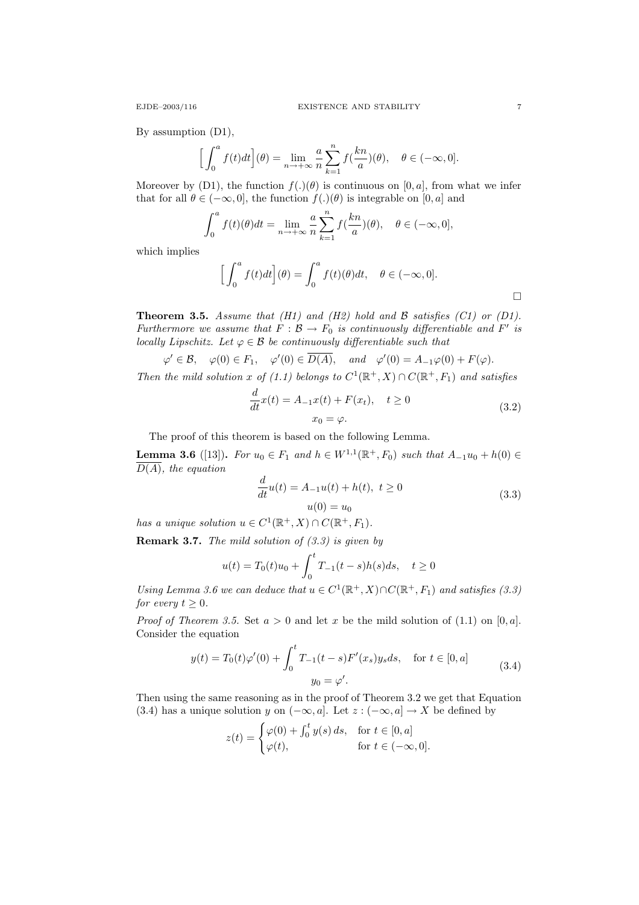By assumption (D1),

$$\Big[\int_0^a f(t)dt\Big](\theta) = \lim_{n\to+\infty} \frac{a}{n}\sum_{k=1}^{n} f(\frac{kn}{a})(\theta), \quad \theta \in (-\infty, 0].$$

Moreover by (D1), the function $f(.)(\theta)$ is continuous on $[0, a]$, from what we infer that for all $\theta \in (-\infty, 0]$, the function $f(.)(\theta)$ is integrable on $[0, a]$ and

$$\int_0^a f(t)(\theta)dt = \lim_{n\to+\infty} \frac{a}{n}\sum_{k=1}^{n} f(\frac{kn}{a})(\theta), \quad \theta \in (-\infty, 0],$$

which implies

$$\Big[\int_0^a f(t)dt\Big](\theta) = \int_0^a f(t)(\theta)dt, \quad \theta \in (-\infty, 0].$$

□

**Theorem 3.5.** *Assume that (H1) and (H2) hold and $\mathcal{B}$ satisfies (C1) or (D1). Furthermore we assume that $F : \mathcal{B} \to F_0$ is continuously differentiable and $F'$ is locally Lipschitz. Let $\varphi \in \mathcal{B}$ be continuously differentiable such that*

$$\varphi' \in \mathcal{B}, \quad \varphi(0) \in F_1, \quad \varphi'(0) \in \overline{D(A)}, \quad \text{and} \quad \varphi'(0) = A_{-1}\varphi(0) + F(\varphi).$$

*Then the mild solution $x$ of (1.1) belongs to $C^1(\mathbb{R}^+, X) \cap C(\mathbb{R}^+, F_1)$ and satisfies*

$$\begin{gathered} \frac{d}{dt}x(t) = A_{-1}x(t) + F(x_t), \quad t \geq 0 \\ x_0 = \varphi. \end{gathered} \tag{3.2}$$

The proof of this theorem is based on the following Lemma.

**Lemma 3.6** ([13])**.** *For $u_0 \in F_1$ and $h \in W^{1,1}(\mathbb{R}^+, F_0)$ such that $A_{-1}u_0 + h(0) \in \overline{D(A)}$, the equation*

$$\begin{gathered} \frac{d}{dt}u(t) = A_{-1}u(t) + h(t), \ t \geq 0 \\ u(0) = u_0 \end{gathered} \tag{3.3}$$

*has a unique solution $u \in C^1(\mathbb{R}^+, X) \cap C(\mathbb{R}^+, F_1)$.*

**Remark 3.7.** *The mild solution of (3.3) is given by*

$$u(t) = T_0(t)u_0 + \int_0^t T_{-1}(t-s)h(s)ds, \quad t \geq 0$$

*Using Lemma 3.6 we can deduce that $u \in C^1(\mathbb{R}^+, X) \cap C(\mathbb{R}^+, F_1)$ and satisfies (3.3) for every $t \geq 0$.*

*Proof of Theorem 3.5.* Set $a > 0$ and let $x$ be the mild solution of (1.1) on $[0, a]$. Consider the equation

$$\begin{gathered} y(t) = T_0(t)\varphi'(0) + \int_0^t T_{-1}(t-s)F'(x_s)y_s ds, \quad \text{for } t \in [0, a] \\ y_0 = \varphi'. \end{gathered} \tag{3.4}$$

Then using the same reasoning as in the proof of Theorem 3.2 we get that Equation (3.4) has a unique solution $y$ on $(-\infty, a]$. Let $z : (-\infty, a] \to X$ be defined by

$$z(t) = \begin{cases} \varphi(0) + \int_0^t y(s)\, ds, & \text{for } t \in [0, a] \\ \varphi(t), & \text{for } t \in (-\infty, 0]. \end{cases}$$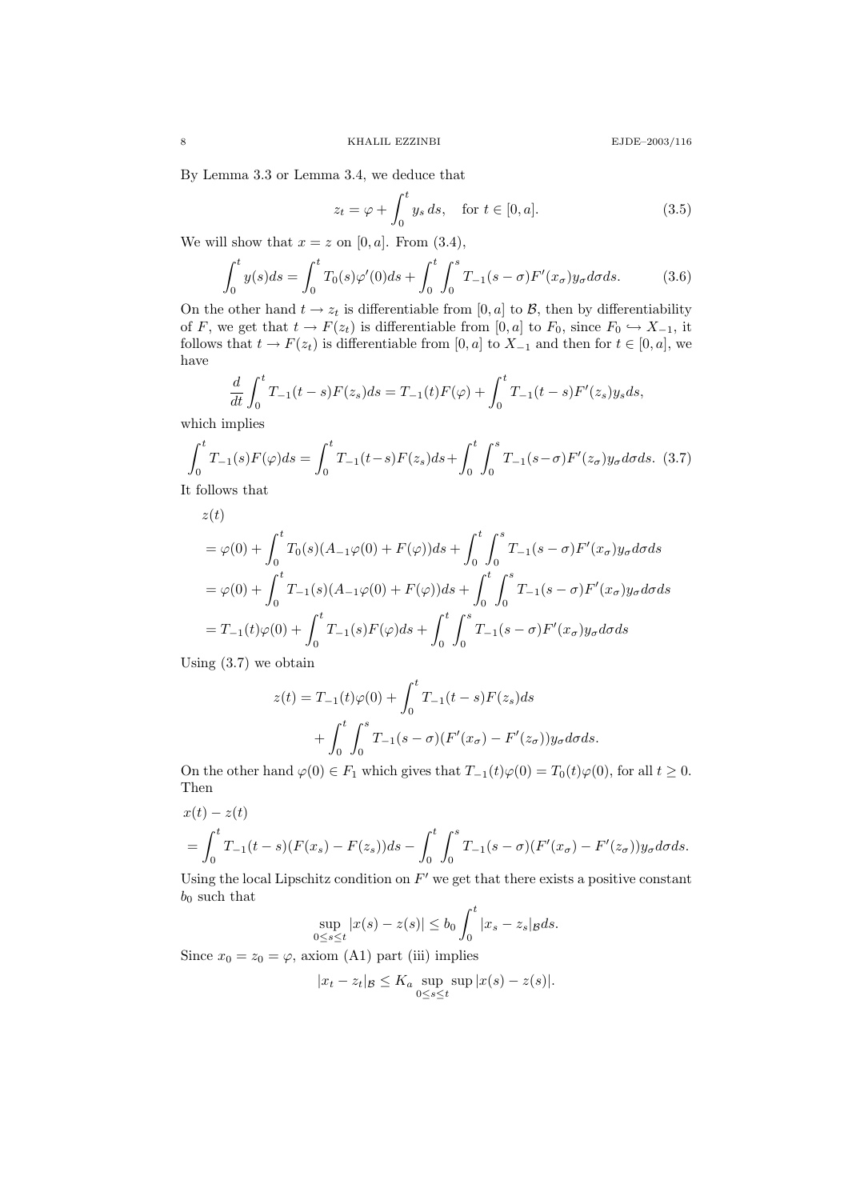By Lemma 3.3 or Lemma 3.4, we deduce that

$$z_t = \varphi + \int_0^t y_s\, ds, \quad \text{for } t \in [0, a]. \tag{3.5}$$

We will show that $x = z$ on $[0, a]$. From (3.4),

$$\int_0^t y(s)ds = \int_0^t T_0(s)\varphi'(0)ds + \int_0^t \int_0^s T_{-1}(s-\sigma)F'(x_\sigma)y_\sigma d\sigma ds. \tag{3.6}$$

On the other hand $t \to z_t$ is differentiable from $[0, a]$ to $\mathcal{B}$, then by differentiability of $F$, we get that $t \to F(z_t)$ is differentiable from $[0, a]$ to $F_0$, since $F_0 \hookrightarrow X_{-1}$, it follows that $t \to F(z_t)$ is differentiable from $[0, a]$ to $X_{-1}$ and then for $t \in [0, a]$, we have

$$\frac{d}{dt}\int_0^t T_{-1}(t-s)F(z_s)ds = T_{-1}(t)F(\varphi) + \int_0^t T_{-1}(t-s)F'(z_s)y_s ds,$$

which implies

$$\int_0^t T_{-1}(s)F(\varphi)ds = \int_0^t T_{-1}(t-s)F(z_s)ds + \int_0^t \int_0^s T_{-1}(s-\sigma)F'(z_\sigma)y_\sigma d\sigma ds. \tag{3.7}$$

It follows that

$$\begin{aligned}
&z(t)\\
&= \varphi(0) + \int_0^t T_0(s)(A_{-1}\varphi(0) + F(\varphi))ds + \int_0^t \int_0^s T_{-1}(s-\sigma)F'(x_\sigma)y_\sigma d\sigma ds\\
&= \varphi(0) + \int_0^t T_{-1}(s)(A_{-1}\varphi(0) + F(\varphi))ds + \int_0^t \int_0^s T_{-1}(s-\sigma)F'(x_\sigma)y_\sigma d\sigma ds\\
&= T_{-1}(t)\varphi(0) + \int_0^t T_{-1}(s)F(\varphi)ds + \int_0^t \int_0^s T_{-1}(s-\sigma)F'(x_\sigma)y_\sigma d\sigma ds
\end{aligned}$$

Using (3.7) we obtain

$$\begin{aligned}
z(t) &= T_{-1}(t)\varphi(0) + \int_0^t T_{-1}(t-s)F(z_s)ds\\
&\quad + \int_0^t \int_0^s T_{-1}(s-\sigma)(F'(x_\sigma) - F'(z_\sigma))y_\sigma d\sigma ds.
\end{aligned}$$

On the other hand $\varphi(0) \in F_1$ which gives that $T_{-1}(t)\varphi(0) = T_0(t)\varphi(0)$, for all $t \geq 0$. Then

$$\begin{aligned}
&x(t) - z(t)\\
&= \int_0^t T_{-1}(t-s)(F(x_s) - F(z_s))ds - \int_0^t \int_0^s T_{-1}(s-\sigma)(F'(x_\sigma) - F'(z_\sigma))y_\sigma d\sigma ds.
\end{aligned}$$

Using the local Lipschitz condition on $F'$ we get that there exists a positive constant $b_0$ such that

$$\sup_{0 \leq s \leq t} |x(s) - z(s)| \leq b_0 \int_0^t |x_s - z_s|_{\mathcal{B}} ds.$$

Since $x_0 = z_0 = \varphi$, axiom (A1) part (iii) implies

$$|x_t - z_t|_{\mathcal{B}} \leq K_a \sup_{0 \leq s \leq t} \sup |x(s) - z(s)|.$$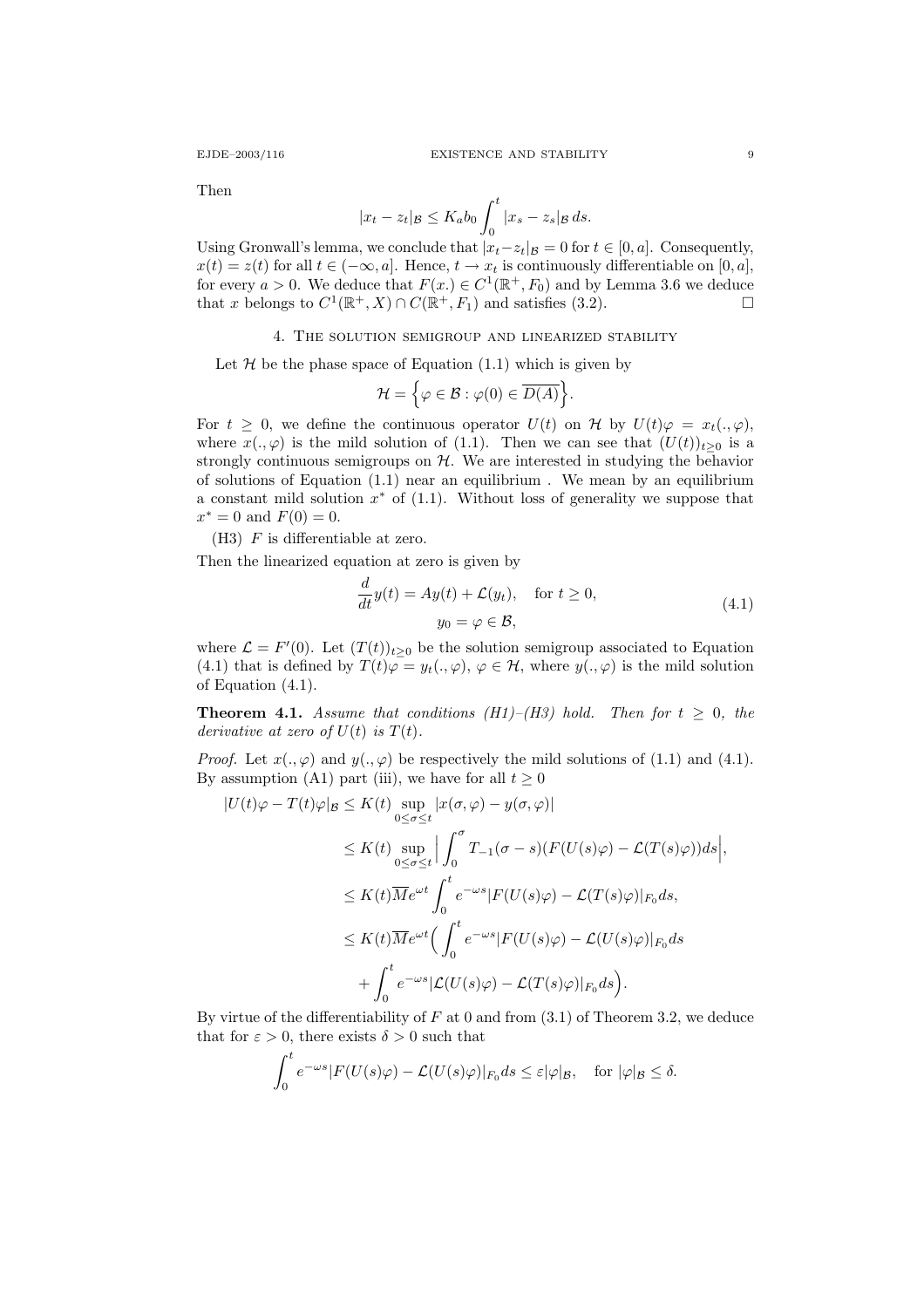Then

$$|x_t - z_t|_{\mathcal{B}} \leq K_a b_0 \int_0^t |x_s - z_s|_{\mathcal{B}}\, ds.$$

Using Gronwall's lemma, we conclude that $|x_t - z_t|_{\mathcal{B}} = 0$ for $t \in [0, a]$. Consequently, $x(t) = z(t)$ for all $t \in (-\infty, a]$. Hence, $t \to x_t$ is continuously differentiable on $[0, a]$, for every $a > 0$. We deduce that $F(x_.) \in C^1(\mathbb{R}^+, F_0)$ and by Lemma 3.6 we deduce that $x$ belongs to $C^1(\mathbb{R}^+, X) \cap C(\mathbb{R}^+, F_1)$ and satisfies (3.2). $\square$

## 4. The solution semigroup and linearized stability

Let $\mathcal{H}$ be the phase space of Equation (1.1) which is given by

$$\mathcal{H} = \Big\{ \varphi \in \mathcal{B} : \varphi(0) \in \overline{D(A)} \Big\}.$$

For $t \geq 0$, we define the continuous operator $U(t)$ on $\mathcal{H}$ by $U(t)\varphi = x_t(., \varphi)$, where $x(., \varphi)$ is the mild solution of (1.1). Then we can see that $(U(t))_{t\geq 0}$ is a strongly continuous semigroups on $\mathcal{H}$. We are interested in studying the behavior of solutions of Equation (1.1) near an equilibrium . We mean by an equilibrium a constant mild solution $x^*$ of (1.1). Without loss of generality we suppose that $x^* = 0$ and $F(0) = 0$.

(H3) $F$ is differentiable at zero.

Then the linearized equation at zero is given by

$$\begin{aligned} \frac{d}{dt} y(t) &= Ay(t) + \mathcal{L}(y_t), \quad \text{for } t \geq 0, \\ y_0 &= \varphi \in \mathcal{B}, \end{aligned} \tag{4.1}$$

where $\mathcal{L} = F'(0)$. Let $(T(t))_{t\geq 0}$ be the solution semigroup associated to Equation (4.1) that is defined by $T(t)\varphi = y_t(., \varphi)$, $\varphi \in \mathcal{H}$, where $y(., \varphi)$ is the mild solution of Equation (4.1).

**Theorem 4.1.** *Assume that conditions (H1)–(H3) hold. Then for $t \geq 0$, the derivative at zero of $U(t)$ is $T(t)$.*

*Proof.* Let $x(., \varphi)$ and $y(., \varphi)$ be respectively the mild solutions of (1.1) and (4.1). By assumption (A1) part (iii), we have for all $t \geq 0$

$$\begin{aligned} |U(t)\varphi - T(t)\varphi|_{\mathcal{B}} &\leq K(t) \sup_{0\leq\sigma\leq t} |x(\sigma, \varphi) - y(\sigma, \varphi)| \\ &\leq K(t) \sup_{0\leq\sigma\leq t} \Big| \int_0^\sigma T_{-1}(\sigma - s)(F(U(s)\varphi) - \mathcal{L}(T(s)\varphi))ds \Big|, \\ &\leq K(t)\overline{M} e^{\omega t} \int_0^t e^{-\omega s} |F(U(s)\varphi) - \mathcal{L}(T(s)\varphi)|_{F_0} ds, \\ &\leq K(t)\overline{M} e^{\omega t} \Big( \int_0^t e^{-\omega s} |F(U(s)\varphi) - \mathcal{L}(U(s)\varphi)|_{F_0} ds \\ &\quad + \int_0^t e^{-\omega s} |\mathcal{L}(U(s)\varphi) - \mathcal{L}(T(s)\varphi)|_{F_0} ds \Big). \end{aligned}$$

By virtue of the differentiability of $F$ at 0 and from (3.1) of Theorem 3.2, we deduce that for $\varepsilon > 0$, there exists $\delta > 0$ such that

$$\int_0^t e^{-\omega s} |F(U(s)\varphi) - \mathcal{L}(U(s)\varphi)|_{F_0} ds \leq \varepsilon |\varphi|_{\mathcal{B}}, \quad \text{for } |\varphi|_{\mathcal{B}} \leq \delta.$$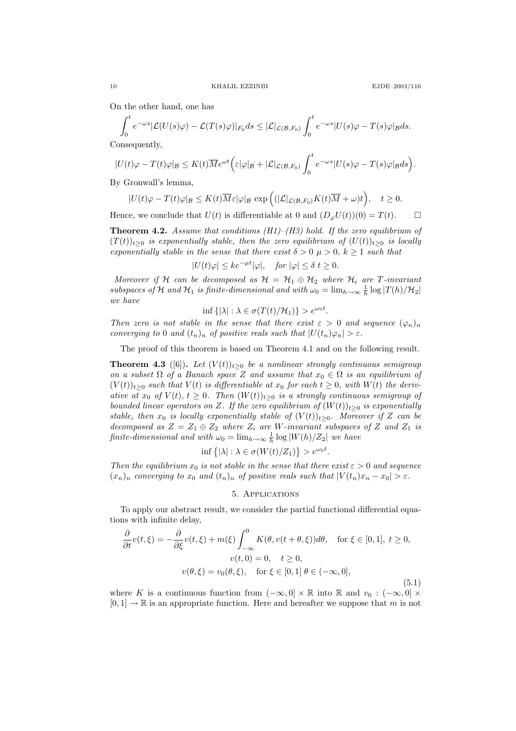On the other hand, one has

$$\int_0^t e^{-\omega s}|\mathcal{L}(U(s)\varphi) - \mathcal{L}(T(s)\varphi)|_{F_0} ds \le |\mathcal{L}|_{\mathcal{L}(\mathcal{B},F_0)} \int_0^t e^{-\omega s}|U(s)\varphi - T(s)\varphi|_{\mathcal{B}} ds.$$

Consequently,

$$|U(t)\varphi - T(t)\varphi|_{\mathcal{B}} \le K(t)\overline{M}e^{\omega t}\Big(\varepsilon|\varphi|_{\mathcal{B}} + |\mathcal{L}|_{\mathcal{L}(\mathcal{B},F_0)} \int_0^t e^{-\omega s}|U(s)\varphi - T(s)\varphi|_{\mathcal{B}} ds\Big).$$

By Gronwall's lemma,

$$|U(t)\varphi - T(t)\varphi|_{\mathcal{B}} \le K(t)\overline{M}\varepsilon|\varphi|_{\mathcal{B}} \exp\Big((|\mathcal{L}|_{\mathcal{L}(\mathcal{B},F_0)}K(t)\overline{M} + \omega)t\Big), \quad t \ge 0.$$

Hence, we conclude that $U(t)$ is differentiable at 0 and $(D_\varphi U(t))(0) = T(t)$. □

**Theorem 4.2.** *Assume that conditions (H1)–(H3) hold. If the zero equilibrium of $(T(t))_{t\ge0}$ is exponentially stable, then the zero equilibrium of $(U(t))_{t\ge0}$ is locally exponentially stable in the sense that there exist $\delta > 0$ $\mu > 0$, $k \ge 1$ such that*

$$|U(t)\varphi| \le ke^{-\mu t}|\varphi|, \quad \text{for } |\varphi| \le \delta\ t \ge 0.$$

*Moreover if $\mathcal{H}$ can be decomposed as $\mathcal{H} = \mathcal{H}_1 \oplus \mathcal{H}_2$ where $\mathcal{H}_i$ are $T$-invariant subspaces of $\mathcal{H}$ and $\mathcal{H}_1$ is finite-dimensional and with $\omega_0 = \lim_{h\to\infty} \frac{1}{h}\log|T(h)/\mathcal{H}_2|$ we have*

$$\inf\{|\lambda| : \lambda \in \sigma(T(t)/\mathcal{H}_1)\} > e^{\omega_0 t}.$$

*Then zero is not stable in the sense that there exist $\varepsilon > 0$ and sequence $(\varphi_n)_n$ converging to 0 and $(t_n)_n$ of positive reals such that $|U(t_n)\varphi_n| > \varepsilon$.*

The proof of this theorem is based on Theorem 4.1 and on the following result.

**Theorem 4.3** ([6])**.** *Let $(V(t))_{t\ge0}$ be a nonlinear strongly continuous semigroup on a subset $\Omega$ of a Banach space $Z$ and assume that $x_0 \in \Omega$ is an equilibrium of $(V(t))_{t\ge0}$ such that $V(t)$ is differentiable at $x_0$ for each $t \ge 0$, with $W(t)$ the derivative at $x_0$ of $V(t)$, $t \ge 0$. Then $(W(t))_{t\ge0}$ is a strongly continuous semigroup of bounded linear operators on $Z$. If the zero equilibrium of $(W(t))_{t\ge0}$ is exponentially stable, then $x_0$ is locally exponentially stable of $(V(t))_{t\ge0}$. Moreover if $Z$ can be decomposed as $Z = Z_1 \oplus Z_2$ where $Z_i$ are $W$-invariant subspaces of $Z$ and $Z_1$ is finite-dimensional and with $\omega_0 = \lim_{h\to\infty}\frac{1}{h}\log|W(h)/Z_2|$ we have*

$$\inf\{|\lambda| : \lambda \in \sigma(W(t)/Z_1)\} > e^{\omega_0 t}.$$

*Then the equilibrium $x_0$ is not stable in the sense that there exist $\varepsilon > 0$ and sequence $(x_n)_n$ converging to $x_0$ and $(t_n)_n$ of positive reals such that $|V(t_n)x_n - x_0| > \varepsilon$.*

## 5. Applications

To apply our abstract result, we consider the partial functional differential equations with infinite delay,

$$\begin{gathered}
\frac{\partial}{\partial t}v(t,\xi) = -\frac{\partial}{\partial \xi}v(t,\xi) + m(\xi)\int_{-\infty}^0 K(\theta, v(t+\theta,\xi))d\theta, \quad \text{for } \xi \in [0,1],\ t \ge 0, \\
v(t,0) = 0, \quad t \ge 0, \\
v(\theta,\xi) = v_0(\theta,\xi), \quad \text{for } \xi \in [0,1]\ \theta \in (-\infty,0],
\end{gathered} \tag{5.1}$$

where $K$ is a continuous function from $(-\infty,0] \times \mathbb{R}$ into $\mathbb{R}$ and $v_0 : (-\infty,0] \times [0,1] \to \mathbb{R}$ is an appropriate function. Here and hereafter we suppose that $m$ is not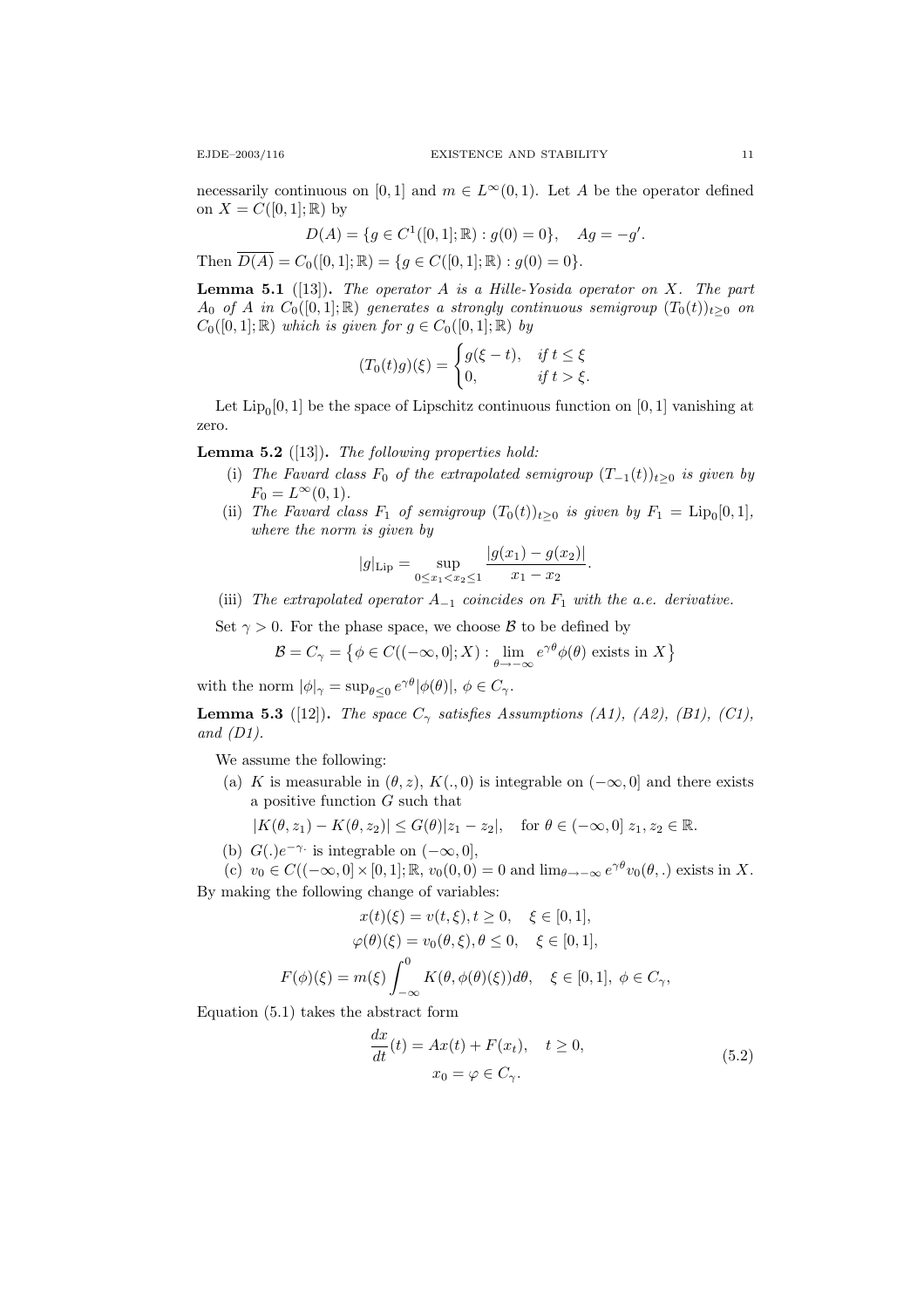necessarily continuous on $[0,1]$ and $m \in L^\infty(0,1)$. Let $A$ be the operator defined on $X = C([0,1];\mathbb{R})$ by

$$D(A) = \{g \in C^1([0,1];\mathbb{R}) : g(0) = 0\}, \quad Ag = -g'.$$

Then $\overline{D(A)} = C_0([0,1];\mathbb{R}) = \{g \in C([0,1];\mathbb{R}) : g(0) = 0\}$.

**Lemma 5.1** ([13]). *The operator $A$ is a Hille-Yosida operator on $X$. The part $A_0$ of $A$ in $C_0([0,1];\mathbb{R})$ generates a strongly continuous semigroup $(T_0(t))_{t\geq 0}$ on $C_0([0,1];\mathbb{R})$ which is given for $g \in C_0([0,1];\mathbb{R})$ by*

$$(T_0(t)g)(\xi) = \begin{cases} g(\xi - t), & \text{if } t \leq \xi \\ 0, & \text{if } t > \xi. \end{cases}$$

Let $\mathrm{Lip}_0[0,1]$ be the space of Lipschitz continuous function on $[0,1]$ vanishing at zero.

**Lemma 5.2** ([13]). *The following properties hold:*

- (i) *The Favard class $F_0$ of the extrapolated semigroup $(T_{-1}(t))_{t\geq 0}$ is given by $F_0 = L^\infty(0,1)$.*
- (ii) *The Favard class $F_1$ of semigroup $(T_0(t))_{t\geq 0}$ is given by $F_1 = \mathrm{Lip}_0[0,1]$, where the norm is given by*

$$|g|_{\mathrm{Lip}} = \sup_{0 \leq x_1 < x_2 \leq 1} \frac{|g(x_1) - g(x_2)|}{x_1 - x_2}.$$

- (iii) *The extrapolated operator $A_{-1}$ coincides on $F_1$ with the a.e. derivative.*

Set $\gamma > 0$. For the phase space, we choose $\mathcal{B}$ to be defined by

$$\mathcal{B} = C_\gamma = \{\phi \in C((-\infty,0];X) : \lim_{\theta \to -\infty} e^{\gamma\theta}\phi(\theta) \text{ exists in } X\}$$

with the norm $|\phi|_\gamma = \sup_{\theta \leq 0} e^{\gamma\theta}|\phi(\theta)|$, $\phi \in C_\gamma$.

**Lemma 5.3** ([12]). *The space $C_\gamma$ satisfies Assumptions (A1), (A2), (B1), (C1), and (D1).*

We assume the following:

- (a) $K$ is measurable in $(\theta, z)$, $K(.,0)$ is integrable on $(-\infty,0]$ and there exists a positive function $G$ such that

$$|K(\theta, z_1) - K(\theta, z_2)| \leq G(\theta)|z_1 - z_2|, \quad \text{for } \theta \in (-\infty, 0]\ z_1, z_2 \in \mathbb{R}.$$

- (b) $G(.)e^{-\gamma .}$ is integrable on $(-\infty,0]$,
- (c) $v_0 \in C((-\infty,0]\times[0,1];\mathbb{R}$, $v_0(0,0) = 0$ and $\lim_{\theta\to-\infty} e^{\gamma\theta}v_0(\theta,.)$ exists in $X$.

By making the following change of variables:

$$x(t)(\xi) = v(t,\xi), t \geq 0, \quad \xi \in [0,1],$$
$$\varphi(\theta)(\xi) = v_0(\theta,\xi), \theta \leq 0, \quad \xi \in [0,1],$$
$$F(\phi)(\xi) = m(\xi)\int_{-\infty}^{0} K(\theta, \phi(\theta)(\xi))d\theta, \quad \xi \in [0,1],\ \phi \in C_\gamma,$$

Equation (5.1) takes the abstract form

$$\begin{gathered} \frac{dx}{dt}(t) = Ax(t) + F(x_t), \quad t \geq 0, \\ x_0 = \varphi \in C_\gamma. \end{gathered} \tag{5.2}$$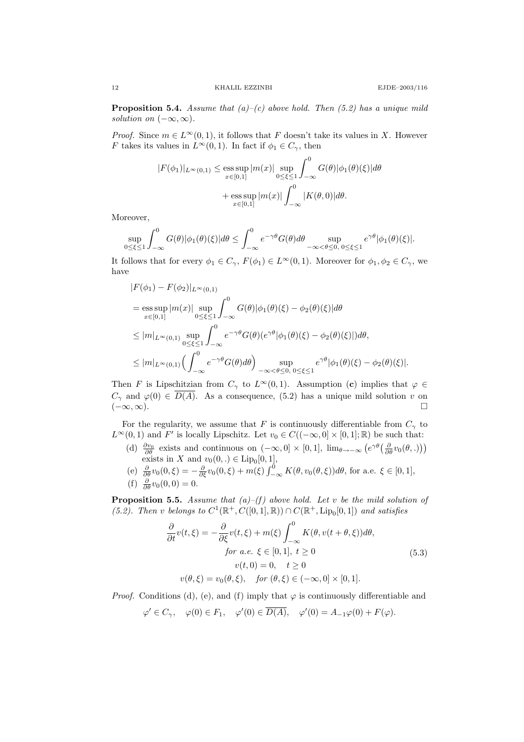**Proposition 5.4.** *Assume that (a)–(c) above hold. Then (5.2) has a unique mild solution on $(-\infty, \infty)$.*

*Proof.* Since $m \in L^\infty(0,1)$, it follows that $F$ doesn't take its values in $X$. However $F$ takes its values in $L^\infty(0,1)$. In fact if $\phi_1 \in C_\gamma$, then

$$
\begin{aligned}
|F(\phi_1)|_{L^\infty(0,1)} \le &\operatorname*{ess\,sup}_{x\in[0,1]} |m(x)| \sup_{0\le\xi\le 1} \int_{-\infty}^0 G(\theta)|\phi_1(\theta)(\xi)|d\theta \\
&+ \operatorname*{ess\,sup}_{x\in[0,1]} |m(x)| \int_{-\infty}^0 |K(\theta,0)|d\theta.
\end{aligned}
$$

Moreover,

$$
\sup_{0\le\xi\le1}\int_{-\infty}^0 G(\theta)|\phi_1(\theta)(\xi)|d\theta \le \int_{-\infty}^0 e^{-\gamma\theta}G(\theta)d\theta \sup_{-\infty<\theta\le0,\ 0\le\xi\le1} e^{\gamma\theta}|\phi_1(\theta)(\xi)|.
$$

It follows that for every $\phi_1 \in C_\gamma$, $F(\phi_1) \in L^\infty(0,1)$. Moreover for $\phi_1, \phi_2 \in C_\gamma$, we have

$$
\begin{aligned}
&|F(\phi_1) - F(\phi_2)|_{L^\infty(0,1)} \\
&= \operatorname*{ess\,sup}_{x\in[0,1]} |m(x)| \sup_{0\le\xi\le1}\int_{-\infty}^0 G(\theta)|\phi_1(\theta)(\xi) - \phi_2(\theta)(\xi)|d\theta \\
&\le |m|_{L^\infty(0,1)} \sup_{0\le\xi\le1}\int_{-\infty}^0 e^{-\gamma\theta}G(\theta)(e^{\gamma\theta}|\phi_1(\theta)(\xi) - \phi_2(\theta)(\xi)|)d\theta, \\
&\le |m|_{L^\infty(0,1)}\Big(\int_{-\infty}^0 e^{-\gamma\theta}G(\theta)d\theta\Big) \sup_{-\infty<\theta\le0,\ 0\le\xi\le1} e^{\gamma\theta}|\phi_1(\theta)(\xi) - \phi_2(\theta)(\xi)|.
\end{aligned}
$$

Then $F$ is Lipschitzian from $C_\gamma$ to $L^\infty(0,1)$. Assumption (**c**) implies that $\varphi \in C_\gamma$ and $\varphi(0) \in \overline{D(A)}$. As a consequence, (5.2) has a unique mild solution $v$ on $(-\infty, \infty)$. $\square$

For the regularity, we assume that $F$ is continuously differentiable from $C_\gamma$ to $L^\infty(0,1)$ and $F'$ is locally Lipschitz. Let $v_0 \in C((-\infty,0]\times[0,1];\mathbb{R})$ be such that:

(d) $\frac{\partial v_0}{\partial\theta}$ exists and continuous on $(-\infty,0]\times[0,1]$, $\lim_{\theta\to-\infty}\big(e^{\gamma\theta}\big(\frac{\partial}{\partial\theta}v_0(\theta,.)\big)\big)$ exists in $X$ and $v_0(0,.) \in \mathrm{Lip}_0[0,1]$,

(e) $\frac{\partial}{\partial\theta}v_0(0,\xi) = -\frac{\partial}{\partial\xi}v_0(0,\xi) + m(\xi)\int_{-\infty}^0 K(\theta, v_0(\theta,\xi))d\theta$, for a.e. $\xi \in [0,1]$,

(f) $\frac{\partial}{\partial\theta}v_0(0,0) = 0$.

**Proposition 5.5.** *Assume that (a)–(f) above hold. Let $v$ be the mild solution of (5.2). Then $v$ belongs to $C^1(\mathbb{R}^+, C([0,1],\mathbb{R})) \cap C(\mathbb{R}^+, \mathrm{Lip}_0[0,1])$ and satisfies*

$$
\begin{gathered}
\frac{\partial}{\partial t}v(t,\xi) = -\frac{\partial}{\partial\xi}v(t,\xi) + m(\xi)\int_{-\infty}^0 K(\theta, v(t+\theta,\xi))d\theta, \\
\text{for a.e. } \xi\in[0,1],\ t\ge0 \\
v(t,0) = 0, \quad t \ge 0 \\
v(\theta,\xi) = v_0(\theta,\xi), \quad \text{for } (\theta,\xi)\in(-\infty,0]\times[0,1].
\end{gathered}
\tag{5.3}
$$

*Proof.* Conditions (d), (e), and (f) imply that $\varphi$ is continuously differentiable and

$$
\varphi' \in C_\gamma, \quad \varphi(0) \in F_1, \quad \varphi'(0) \in \overline{D(A)}, \quad \varphi'(0) = A_{-1}\varphi(0) + F(\varphi).
$$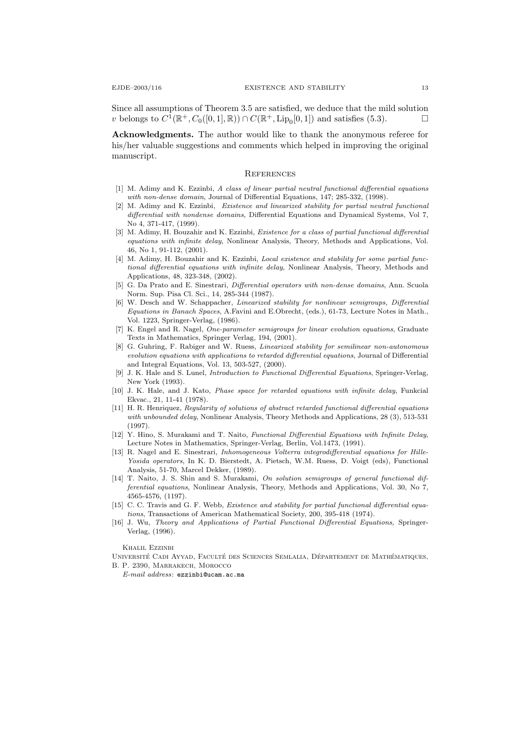Since all assumptions of Theorem 3.5 are satisfied, we deduce that the mild solution $v$ belongs to $C^1(\mathbb{R}^+, C_0([0,1],\mathbb{R})) \cap C(\mathbb{R}^+, \mathrm{Lip}_0[0,1])$ and satisfies (5.3). $\square$

**Acknowledgments.** The author would like to thank the anonymous referee for his/her valuable suggestions and comments which helped in improving the original manuscript.

## References

[1] M. Adimy and K. Ezzinbi, *A class of linear partial neutral functional differential equations with non-dense domain*, Journal of Differential Equations, 147; 285-332, (1998).

[2] M. Adimy and K. Ezzinbi, *Existence and linearized stability for partial neutral functional differential with nondense domains*, Differential Equations and Dynamical Systems, Vol 7, No 4, 371-417, (1999).

[3] M. Adimy, H. Bouzahir and K. Ezzinbi, *Existence for a class of partial functional differential equations with infinite delay*, Nonlinear Analysis, Theory, Methods and Applications, Vol. 46, No 1, 91-112, (2001).

[4] M. Adimy, H. Bouzahir and K. Ezzinbi, *Local existence and stability for some partial functional differential equations with infinite delay*, Nonlinear Analysis, Theory, Methods and Applications, 48, 323-348, (2002).

[5] G. Da Prato and E. Sinestrari, *Differential operators with non-dense domains*, Ann. Scuola Norm. Sup. Pisa Cl. Sci., 14, 285-344 (1987).

[6] W. Desch and W. Schappacher, *Linearized stability for nonlinear semigroups, Differential Equations in Banach Spaces*, A.Favini and E.Obrecht, (eds.), 61-73, Lecture Notes in Math., Vol. 1223, Springer-Verlag, (1986).

[7] K. Engel and R. Nagel, *One-parameter semigroups for linear evolution equations*, Graduate Texts in Mathematics, Springer Verlag, 194, (2001).

[8] G. Guhring, F. Rabiger and W. Ruess, *Linearized stability for semilinear non-autonomous evolution equations with applications to retarded differential equations*, Journal of Differential and Integral Equations, Vol. 13, 503-527, (2000).

[9] J. K. Hale and S. Lunel, *Introduction to Functional Differential Equations*, Springer-Verlag, New York (1993).

[10] J. K. Hale, and J. Kato, *Phase space for retarded equations with infinite delay*, Funkcial Ekvac., 21, 11-41 (1978).

[11] H. R. Henriquez, *Regularity of solutions of abstract retarded functional differential equations with unbounded delay*, Nonlinear Analysis, Theory Methods and Applications, 28 (3), 513-531 (1997).

[12] Y. Hino, S. Murakami and T. Naito, *Functional Differential Equations with Infinite Delay*, Lecture Notes in Mathematics, Springer-Verlag, Berlin, Vol.1473, (1991).

[13] R. Nagel and E. Sinestrari, *Inhomogeneous Volterra integrodifferential equations for Hille-Yosida operators*, In K. D. Bierstedt, A. Pietsch, W.M. Ruess, D. Voigt (eds), Functional Analysis, 51-70, Marcel Dekker, (1989).

[14] T. Naito, J. S. Shin and S. Murakami, *On solution semigroups of general functional differential equations*, Nonlinear Analysis, Theory, Methods and Applications, Vol. 30, No 7, 4565-4576, (1197).

[15] C. C. Travis and G. F. Webb, *Existence and stability for partial functional differential equations*, Transactions of American Mathematical Society, 200, 395-418 (1974).

[16] J. Wu, *Theory and Applications of Partial Functional Differential Equations*, Springer-Verlag, (1996).

Khalil Ezzinbi

Université Cadi Ayyad, Faculté des Sciences Semlalia, Département de Mathématiques, B. P. 2390, Marrakech, Morocco

*E-mail address*: ezzinbi@ucam.ac.ma